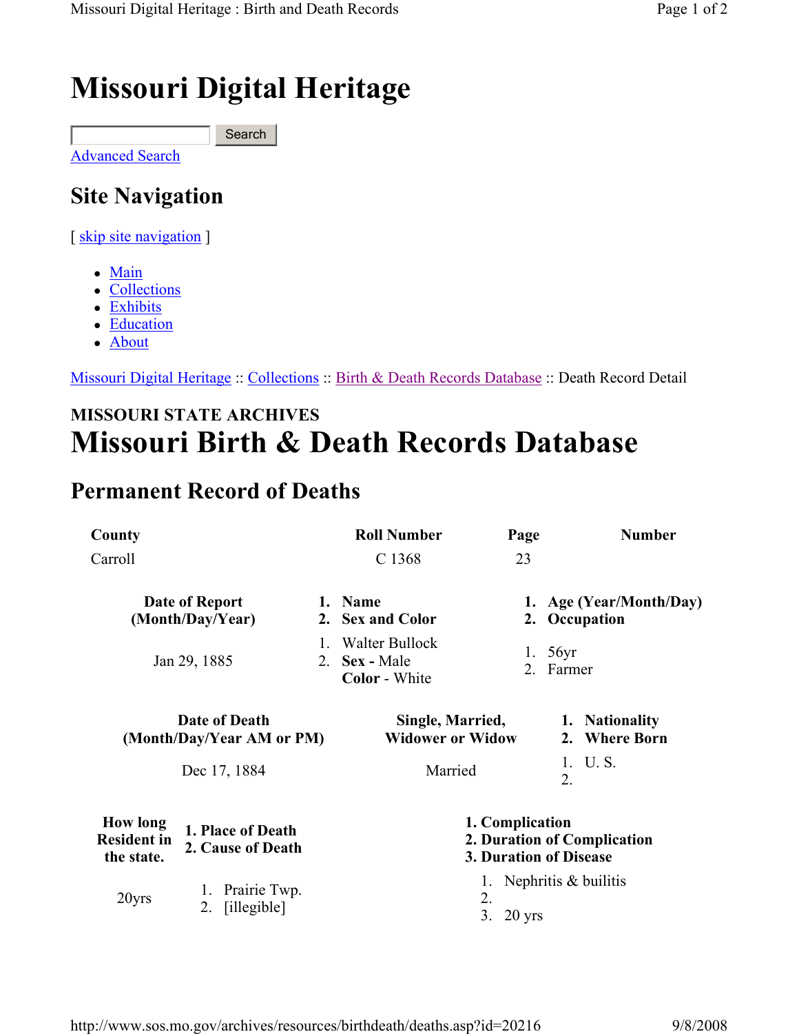# Missouri Digital Heritage

Search

[Advanced Search]

## Site Navigation

[ skip site navigation ]

- Main
- Collections
- Exhibits
- Education
- About

Missouri Digital Heritage :: Collections :: Birth & Death Records Database :: Death Record Detail

**MISSOURI STATE ARCHIVES**

# Missouri Birth & Death Records Database

## Permanent Record of Deaths

| County | Roll Number | Page | Number |
|---|---|---|---|
| Carroll | C 1368 | 23 | |

| Date of Report (Month/Day/Year) | 1. Name 2. Sex and Color | 1. Age (Year/Month/Day) 2. Occupation |
|---|---|---|
| Jan 29, 1885 | 1. Walter Bullock 2. **Sex -** Male **Color** - White | 1. 56yr 2. Farmer |

| Date of Death (Month/Day/Year AM or PM) | Single, Married, Widower or Widow | 1. Nationality 2. Where Born |
|---|---|---|
| Dec 17, 1884 | Married | 1. U. S. 2. |

| How long Resident in the state. | 1. Place of Death 2. Cause of Death | 1. Complication 2. Duration of Complication 3. Duration of Disease |
|---|---|---|
| 20yrs | 1. Prairie Twp. 2. [illegible] | 1. Nephritis & builitis 2. 3. 20 yrs |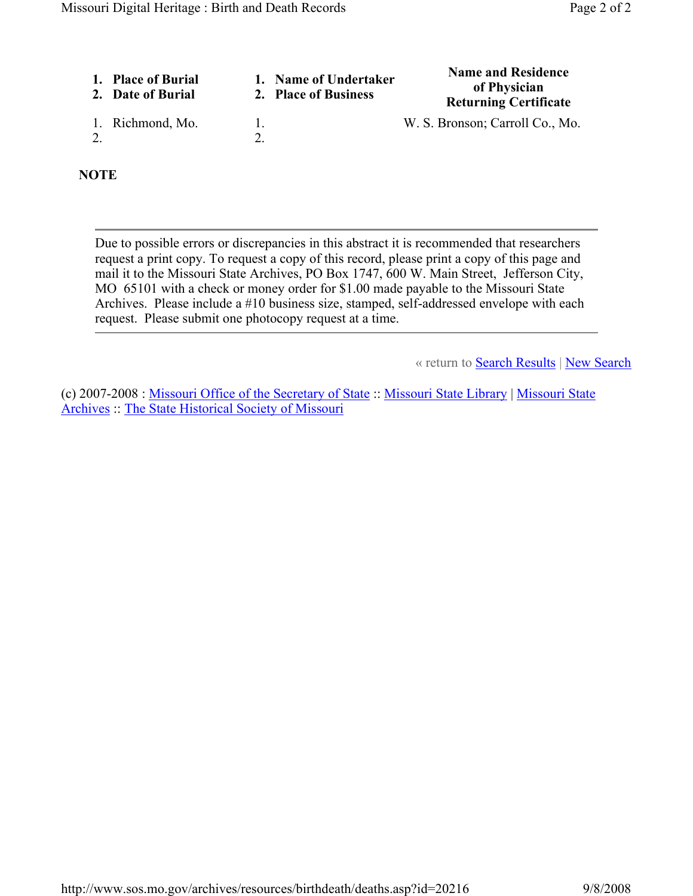| 1. Place of Burial<br>2. Date of Burial | 1. Name of Undertaker<br>2. Place of Business | Name and Residence of Physician Returning Certificate |
|---|---|---|
| 1. Richmond, Mo.<br>2. | 1.<br>2. | W. S. Bronson; Carroll Co., Mo. |

**NOTE**

---

Due to possible errors or discrepancies in this abstract it is recommended that researchers request a print copy. To request a copy of this record, please print a copy of this page and mail it to the Missouri State Archives, PO Box 1747, 600 W. Main Street, Jefferson City, MO 65101 with a check or money order for $1.00 made payable to the Missouri State Archives. Please include a #10 business size, stamped, self-addressed envelope with each request. Please submit one photocopy request at a time.

---

« return to Search Results | New Search

(c) 2007-2008 : Missouri Office of the Secretary of State :: Missouri State Library | Missouri State Archives :: The State Historical Society of Missouri